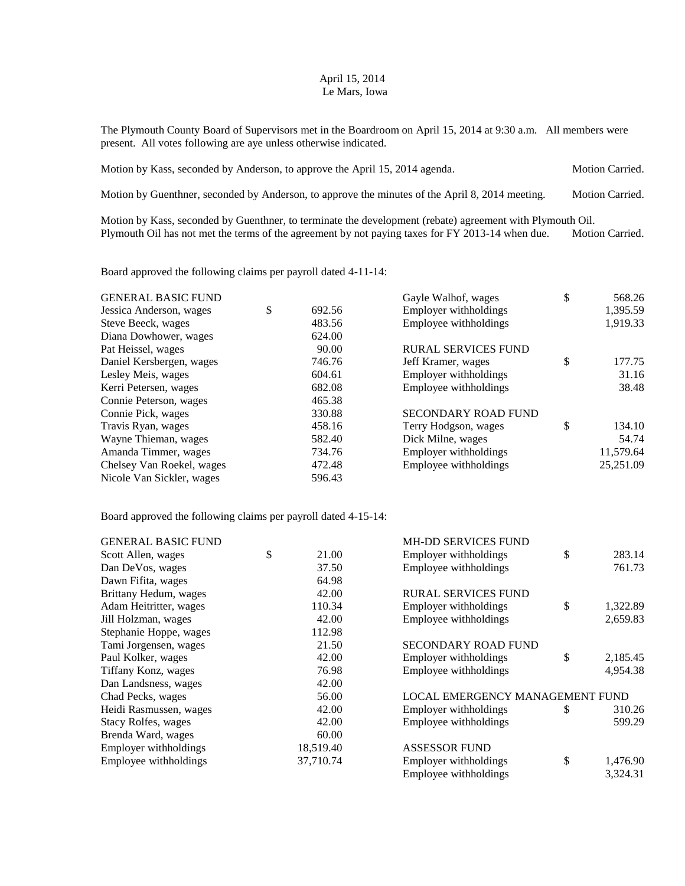April 15, 2014
Le Mars, Iowa

The Plymouth County Board of Supervisors met in the Boardroom on April 15, 2014 at 9:30 a.m. All members were present. All votes following are aye unless otherwise indicated.

Motion by Kass, seconded by Anderson, to approve the April 15, 2014 agenda. Motion Carried.

Motion by Guenthner, seconded by Anderson, to approve the minutes of the April 8, 2014 meeting. Motion Carried.

Motion by Kass, seconded by Guenthner, to terminate the development (rebate) agreement with Plymouth Oil. Plymouth Oil has not met the terms of the agreement by not paying taxes for FY 2013-14 when due. Motion Carried.

Board approved the following claims per payroll dated 4-11-14:

| | |
|---|---|
| GENERAL BASIC FUND | |
| Jessica Anderson, wages | $ 692.56 |
| Steve Beeck, wages | 483.56 |
| Diana Dowhower, wages | 624.00 |
| Pat Heissel, wages | 90.00 |
| Daniel Kersbergen, wages | 746.76 |
| Lesley Meis, wages | 604.61 |
| Kerri Petersen, wages | 682.08 |
| Connie Peterson, wages | 465.38 |
| Connie Pick, wages | 330.88 |
| Travis Ryan, wages | 458.16 |
| Wayne Thieman, wages | 582.40 |
| Amanda Timmer, wages | 734.76 |
| Chelsey Van Roekel, wages | 472.48 |
| Nicole Van Sickler, wages | 596.43 |
| Gayle Walhof, wages | $ 568.26 |
| Employer withholdings | 1,395.59 |
| Employee withholdings | 1,919.33 |
| RURAL SERVICES FUND | |
| Jeff Kramer, wages | $ 177.75 |
| Employer withholdings | 31.16 |
| Employee withholdings | 38.48 |
| SECONDARY ROAD FUND | |
| Terry Hodgson, wages | $ 134.10 |
| Dick Milne, wages | 54.74 |
| Employer withholdings | 11,579.64 |
| Employee withholdings | 25,251.09 |

Board approved the following claims per payroll dated 4-15-14:

| | |
|---|---|
| GENERAL BASIC FUND | |
| Scott Allen, wages | $ 21.00 |
| Dan DeVos, wages | 37.50 |
| Dawn Fifita, wages | 64.98 |
| Brittany Hedum, wages | 42.00 |
| Adam Heitritter, wages | 110.34 |
| Jill Holzman, wages | 42.00 |
| Stephanie Hoppe, wages | 112.98 |
| Tami Jorgensen, wages | 21.50 |
| Paul Kolker, wages | 42.00 |
| Tiffany Konz, wages | 76.98 |
| Dan Landsness, wages | 42.00 |
| Chad Pecks, wages | 56.00 |
| Heidi Rasmussen, wages | 42.00 |
| Stacy Rolfes, wages | 42.00 |
| Brenda Ward, wages | 60.00 |
| Employer withholdings | 18,519.40 |
| Employee withholdings | 37,710.74 |
| MH-DD SERVICES FUND | |
| Employer withholdings | $ 283.14 |
| Employee withholdings | 761.73 |
| RURAL SERVICES FUND | |
| Employer withholdings | $ 1,322.89 |
| Employee withholdings | 2,659.83 |
| SECONDARY ROAD FUND | |
| Employer withholdings | $ 2,185.45 |
| Employee withholdings | 4,954.38 |
| LOCAL EMERGENCY MANAGEMENT FUND | |
| Employer withholdings | $ 310.26 |
| Employee withholdings | 599.29 |
| ASSESSOR FUND | |
| Employer withholdings | $ 1,476.90 |
| Employee withholdings | 3,324.31 |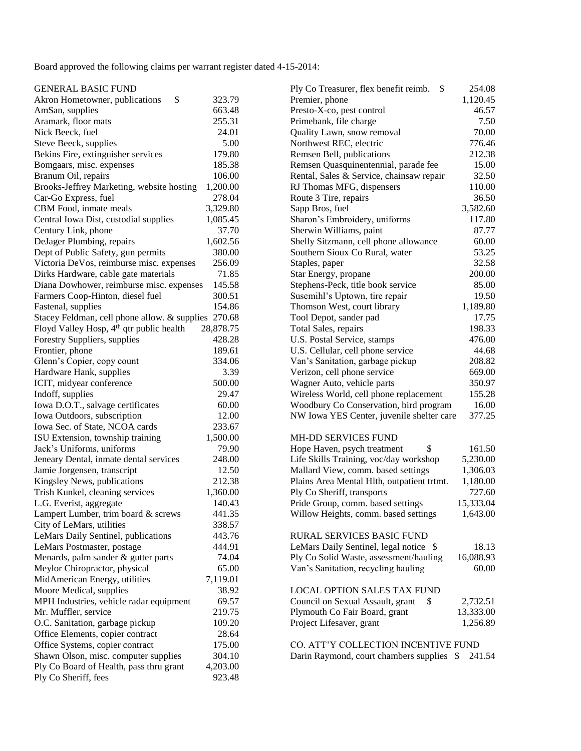Board approved the following claims per warrant register dated 4-15-2014:

GENERAL BASIC FUND

| | |
|---|---|
| Akron Hometowner, publications | $ 323.79 |
| AmSan, supplies | 663.48 |
| Aramark, floor mats | 255.31 |
| Nick Beeck, fuel | 24.01 |
| Steve Beeck, supplies | 5.00 |
| Bekins Fire, extinguisher services | 179.80 |
| Bomgaars, misc. expenses | 185.38 |
| Branum Oil, repairs | 106.00 |
| Brooks-Jeffrey Marketing, website hosting | 1,200.00 |
| Car-Go Express, fuel | 278.04 |
| CBM Food, inmate meals | 3,329.80 |
| Central Iowa Dist, custodial supplies | 1,085.45 |
| Century Link, phone | 37.70 |
| DeJager Plumbing, repairs | 1,602.56 |
| Dept of Public Safety, gun permits | 380.00 |
| Victoria DeVos, reimburse misc. expenses | 256.09 |
| Dirks Hardware, cable gate materials | 71.85 |
| Diana Dowhower, reimburse misc. expenses | 145.58 |
| Farmers Coop-Hinton, diesel fuel | 300.51 |
| Fastenal, supplies | 154.86 |
| Stacey Feldman, cell phone allow. & supplies | 270.68 |
| Floyd Valley Hosp, 4th qtr public health | 28,878.75 |
| Forestry Suppliers, supplies | 428.28 |
| Frontier, phone | 189.61 |
| Glenn's Copier, copy count | 334.06 |
| Hardware Hank, supplies | 3.39 |
| ICIT, midyear conference | 500.00 |
| Indoff, supplies | 29.47 |
| Iowa D.O.T., salvage certificates | 60.00 |
| Iowa Outdoors, subscription | 12.00 |
| Iowa Sec. of State, NCOA cards | 233.67 |
| ISU Extension, township training | 1,500.00 |
| Jack's Uniforms, uniforms | 79.90 |
| Jeneary Dental, inmate dental services | 248.00 |
| Jamie Jorgensen, transcript | 12.50 |
| Kingsley News, publications | 212.38 |
| Trish Kunkel, cleaning services | 1,360.00 |
| L.G. Everist, aggregate | 140.43 |
| Lampert Lumber, trim board & screws | 441.35 |
| City of LeMars, utilities | 338.57 |
| LeMars Daily Sentinel, publications | 443.76 |
| LeMars Postmaster, postage | 444.91 |
| Menards, palm sander & gutter parts | 74.04 |
| Meylor Chiropractor, physical | 65.00 |
| MidAmerican Energy, utilities | 7,119.01 |
| Moore Medical, supplies | 38.92 |
| MPH Industries, vehicle radar equipment | 69.57 |
| Mr. Muffler, service | 219.75 |
| O.C. Sanitation, garbage pickup | 109.20 |
| Office Elements, copier contract | 28.64 |
| Office Systems, copier contract | 175.00 |
| Shawn Olson, misc. computer supplies | 304.10 |
| Ply Co Board of Health, pass thru grant | 4,203.00 |
| Ply Co Sheriff, fees | 923.48 |
| Ply Co Treasurer, flex benefit reimb. | $ 254.08 |
| Premier, phone | 1,120.45 |
| Presto-X-co, pest control | 46.57 |
| Primebank, file charge | 7.50 |
| Quality Lawn, snow removal | 70.00 |
| Northwest REC, electric | 776.46 |
| Remsen Bell, publications | 212.38 |
| Remsen Quasquinentennial, parade fee | 15.00 |
| Rental, Sales & Service, chainsaw repair | 32.50 |
| RJ Thomas MFG, dispensers | 110.00 |
| Route 3 Tire, repairs | 36.50 |
| Sapp Bros, fuel | 3,582.60 |
| Sharon's Embroidery, uniforms | 117.80 |
| Sherwin Williams, paint | 87.77 |
| Shelly Sitzmann, cell phone allowance | 60.00 |
| Southern Sioux Co Rural, water | 53.25 |
| Staples, paper | 32.58 |
| Star Energy, propane | 200.00 |
| Stephens-Peck, title book service | 85.00 |
| Susemihl's Uptown, tire repair | 19.50 |
| Thomson West, court library | 1,189.80 |
| Tool Depot, sander pad | 17.75 |
| Total Sales, repairs | 198.33 |
| U.S. Postal Service, stamps | 476.00 |
| U.S. Cellular, cell phone service | 44.68 |
| Van's Sanitation, garbage pickup | 208.82 |
| Verizon, cell phone service | 669.00 |
| Wagner Auto, vehicle parts | 350.97 |
| Wireless World, cell phone replacement | 155.28 |
| Woodbury Co Conservation, bird program | 16.00 |
| NW Iowa YES Center, juvenile shelter care | 377.25 |

MH-DD SERVICES FUND

| | |
|---|---|
| Hope Haven, psych treatment | $ 161.50 |
| Life Skills Training, voc/day workshop | 5,230.00 |
| Mallard View, comm. based settings | 1,306.03 |
| Plains Area Mental Hlth, outpatient trtmt. | 1,180.00 |
| Ply Co Sheriff, transports | 727.60 |
| Pride Group, comm. based settings | 15,333.04 |
| Willow Heights, comm. based settings | 1,643.00 |

RURAL SERVICES BASIC FUND

| | |
|---|---|
| LeMars Daily Sentinel, legal notice | $ 18.13 |
| Ply Co Solid Waste, assessment/hauling | 16,088.93 |
| Van's Sanitation, recycling hauling | 60.00 |

LOCAL OPTION SALES TAX FUND

| | |
|---|---|
| Council on Sexual Assault, grant | $ 2,732.51 |
| Plymouth Co Fair Board, grant | 13,333.00 |
| Project Lifesaver, grant | 1,256.89 |

CO. ATT'Y COLLECTION INCENTIVE FUND

| | |
|---|---|
| Darin Raymond, court chambers supplies | $ 241.54 |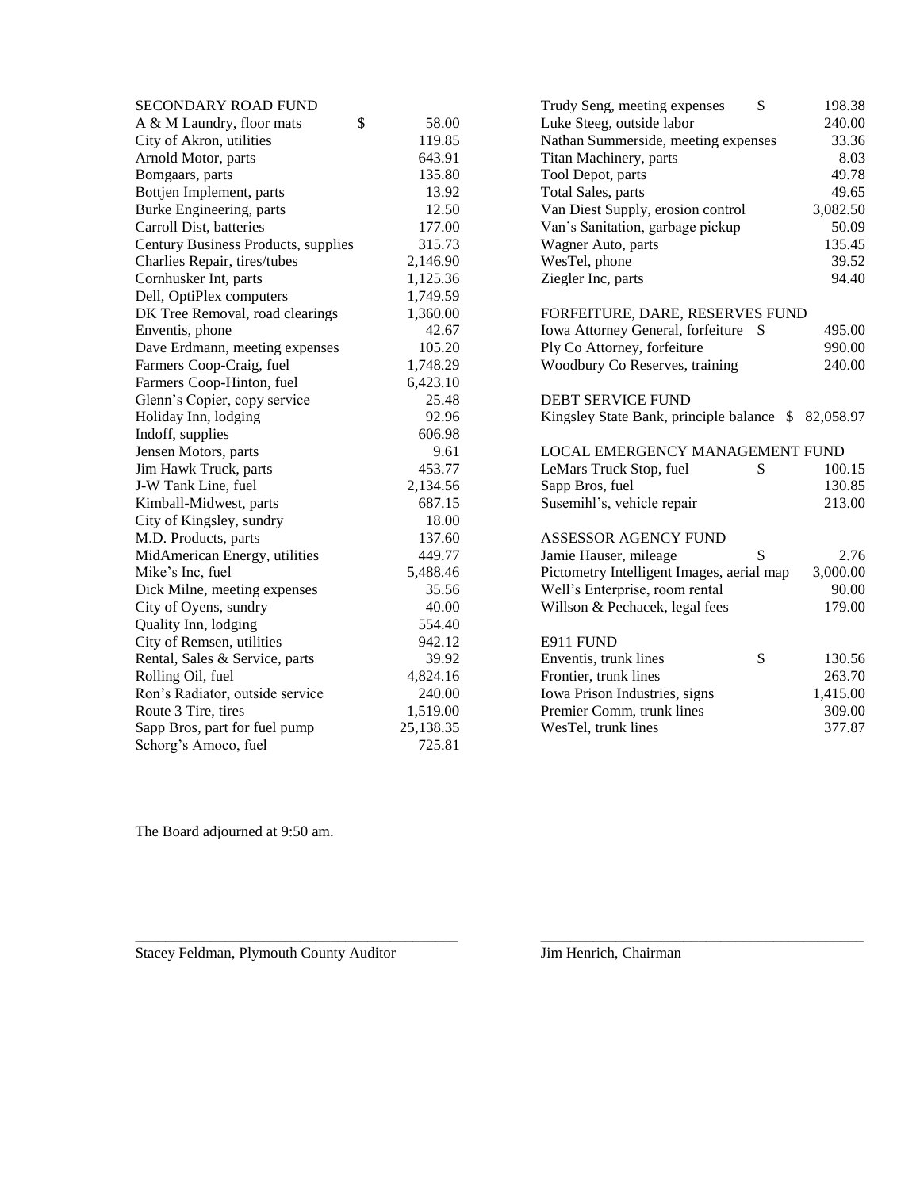SECONDARY ROAD FUND

| | |
|---|---|
| A & M Laundry, floor mats | $ 58.00 |
| City of Akron, utilities | 119.85 |
| Arnold Motor, parts | 643.91 |
| Bomgaars, parts | 135.80 |
| Bottjen Implement, parts | 13.92 |
| Burke Engineering, parts | 12.50 |
| Carroll Dist, batteries | 177.00 |
| Century Business Products, supplies | 315.73 |
| Charlies Repair, tires/tubes | 2,146.90 |
| Cornhusker Int, parts | 1,125.36 |
| Dell, OptiPlex computers | 1,749.59 |
| DK Tree Removal, road clearings | 1,360.00 |
| Enventis, phone | 42.67 |
| Dave Erdmann, meeting expenses | 105.20 |
| Farmers Coop-Craig, fuel | 1,748.29 |
| Farmers Coop-Hinton, fuel | 6,423.10 |
| Glenn's Copier, copy service | 25.48 |
| Holiday Inn, lodging | 92.96 |
| Indoff, supplies | 606.98 |
| Jensen Motors, parts | 9.61 |
| Jim Hawk Truck, parts | 453.77 |
| J-W Tank Line, fuel | 2,134.56 |
| Kimball-Midwest, parts | 687.15 |
| City of Kingsley, sundry | 18.00 |
| M.D. Products, parts | 137.60 |
| MidAmerican Energy, utilities | 449.77 |
| Mike's Inc, fuel | 5,488.46 |
| Dick Milne, meeting expenses | 35.56 |
| City of Oyens, sundry | 40.00 |
| Quality Inn, lodging | 554.40 |
| City of Remsen, utilities | 942.12 |
| Rental, Sales & Service, parts | 39.92 |
| Rolling Oil, fuel | 4,824.16 |
| Ron's Radiator, outside service | 240.00 |
| Route 3 Tire, tires | 1,519.00 |
| Sapp Bros, part for fuel pump | 25,138.35 |
| Schorg's Amoco, fuel | 725.81 |
| Trudy Seng, meeting expenses | $ 198.38 |
| Luke Steeg, outside labor | 240.00 |
| Nathan Summerside, meeting expenses | 33.36 |
| Titan Machinery, parts | 8.03 |
| Tool Depot, parts | 49.78 |
| Total Sales, parts | 49.65 |
| Van Diest Supply, erosion control | 3,082.50 |
| Van's Sanitation, garbage pickup | 50.09 |
| Wagner Auto, parts | 135.45 |
| WesTel, phone | 39.52 |
| Ziegler Inc, parts | 94.40 |

FORFEITURE, DARE, RESERVES FUND

| | |
|---|---|
| Iowa Attorney General, forfeiture | $ 495.00 |
| Ply Co Attorney, forfeiture | 990.00 |
| Woodbury Co Reserves, training | 240.00 |

DEBT SERVICE FUND

| | |
|---|---|
| Kingsley State Bank, principle balance | $ 82,058.97 |

LOCAL EMERGENCY MANAGEMENT FUND

| | |
|---|---|
| LeMars Truck Stop, fuel | $ 100.15 |
| Sapp Bros, fuel | 130.85 |
| Susemihl's, vehicle repair | 213.00 |

ASSESSOR AGENCY FUND

| | |
|---|---|
| Jamie Hauser, mileage | $ 2.76 |
| Pictometry Intelligent Images, aerial map | 3,000.00 |
| Well's Enterprise, room rental | 90.00 |
| Willson & Pechacek, legal fees | 179.00 |

E911 FUND

| | |
|---|---|
| Enventis, trunk lines | $ 130.56 |
| Frontier, trunk lines | 263.70 |
| Iowa Prison Industries, signs | 1,415.00 |
| Premier Comm, trunk lines | 309.00 |
| WesTel, trunk lines | 377.87 |

The Board adjourned at 9:50 am.

\_\_\_\_\_\_\_\_\_\_\_\_\_\_\_\_\_\_\_\_\_\_\_\_\_\_\_\_\_\_\_\_\_\_\_\_\_\_\_\_\_\_
Stacey Feldman, Plymouth County Auditor

\_\_\_\_\_\_\_\_\_\_\_\_\_\_\_\_\_\_\_\_\_\_\_\_\_\_\_\_\_\_\_\_\_\_\_\_\_\_\_\_\_\_
Jim Henrich, Chairman